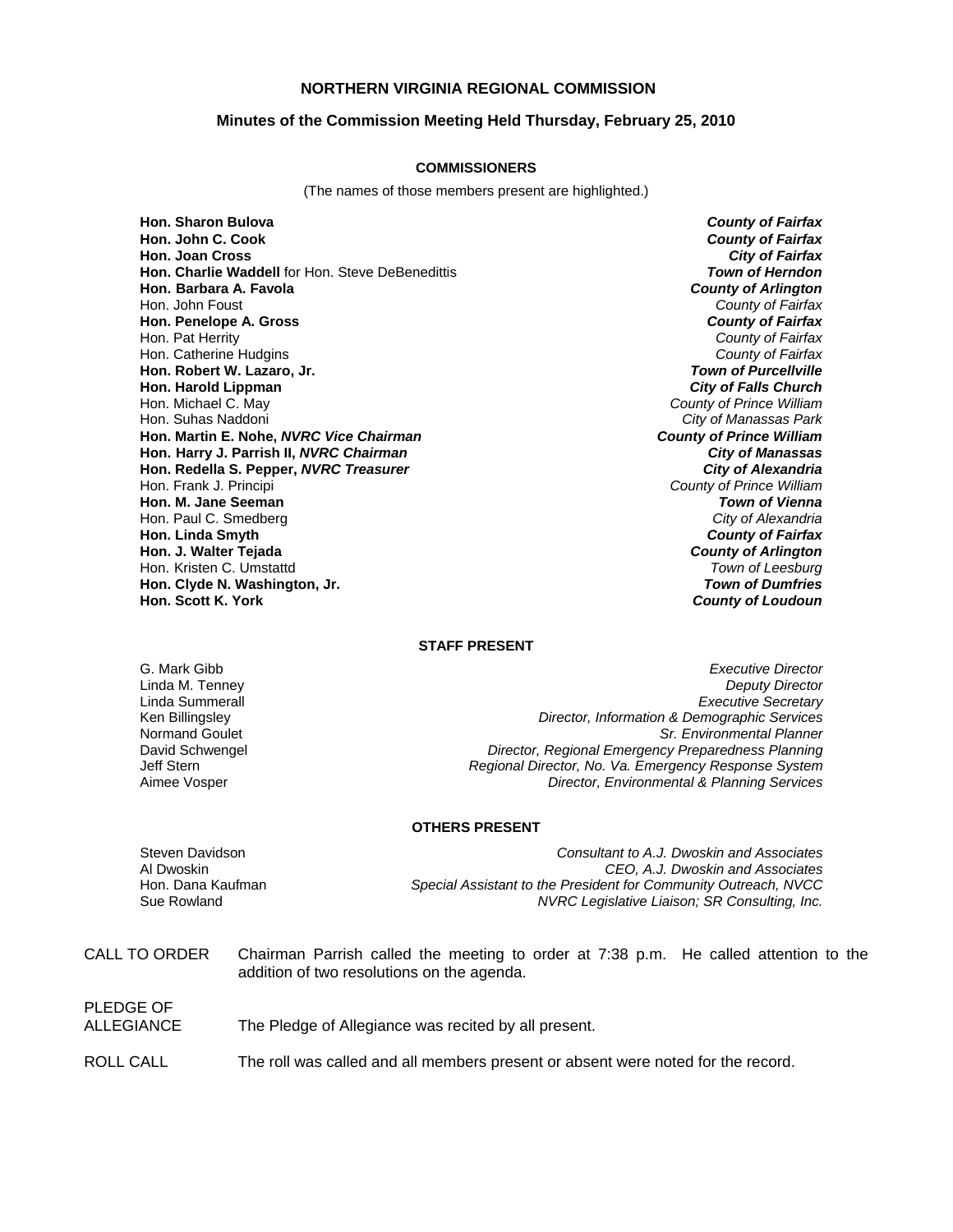**NORTHERN VIRGINIA REGIONAL COMMISSION**

**Minutes of the Commission Meeting Held Thursday, February 25, 2010**

**COMMISSIONERS**

(The names of those members present are highlighted.)

| | |
|---|---|
| **Hon. Sharon Bulova** | ***County of Fairfax*** |
| **Hon. John C. Cook** | ***County of Fairfax*** |
| **Hon. Joan Cross** | ***City of Fairfax*** |
| **Hon. Charlie Waddell** for Hon. Steve DeBenedittis | ***Town of Herndon*** |
| **Hon. Barbara A. Favola** | ***County of Arlington*** |
| Hon. John Foust | *County of Fairfax* |
| **Hon. Penelope A. Gross** | ***County of Fairfax*** |
| Hon. Pat Herrity | *County of Fairfax* |
| Hon. Catherine Hudgins | *County of Fairfax* |
| **Hon. Robert W. Lazaro, Jr.** | ***Town of Purcellville*** |
| **Hon. Harold Lippman** | ***City of Falls Church*** |
| Hon. Michael C. May | *County of Prince William* |
| Hon. Suhas Naddoni | *City of Manassas Park* |
| **Hon. Martin E. Nohe, *NVRC Vice Chairman*** | ***County of Prince William*** |
| **Hon. Harry J. Parrish II, *NVRC Chairman*** | ***City of Manassas*** |
| **Hon. Redella S. Pepper, *NVRC Treasurer*** | ***City of Alexandria*** |
| Hon. Frank J. Principi | *County of Prince William* |
| **Hon. M. Jane Seeman** | ***Town of Vienna*** |
| Hon. Paul C. Smedberg | *City of Alexandria* |
| **Hon. Linda Smyth** | ***County of Fairfax*** |
| **Hon. J. Walter Tejada** | ***County of Arlington*** |
| Hon. Kristen C. Umstattd | *Town of Leesburg* |
| **Hon. Clyde N. Washington, Jr.** | ***Town of Dumfries*** |
| **Hon. Scott K. York** | ***County of Loudoun*** |

**STAFF PRESENT**

| | |
|---|---|
| G. Mark Gibb | *Executive Director* |
| Linda M. Tenney | *Deputy Director* |
| Linda Summerall | *Executive Secretary* |
| Ken Billingsley | *Director, Information & Demographic Services* |
| Normand Goulet | *Sr. Environmental Planner* |
| David Schwengel | *Director, Regional Emergency Preparedness Planning* |
| Jeff Stern | *Regional Director, No. Va. Emergency Response System* |
| Aimee Vosper | *Director, Environmental & Planning Services* |

**OTHERS PRESENT**

| | |
|---|---|
| Steven Davidson | *Consultant to A.J. Dwoskin and Associates* |
| Al Dwoskin | *CEO, A.J. Dwoskin and Associates* |
| Hon. Dana Kaufman | *Special Assistant to the President for Community Outreach, NVCC* |
| Sue Rowland | *NVRC Legislative Liaison; SR Consulting, Inc.* |

CALL TO ORDER — Chairman Parrish called the meeting to order at 7:38 p.m. He called attention to the addition of two resolutions on the agenda.

PLEDGE OF ALLEGIANCE — The Pledge of Allegiance was recited by all present.

ROLL CALL — The roll was called and all members present or absent were noted for the record.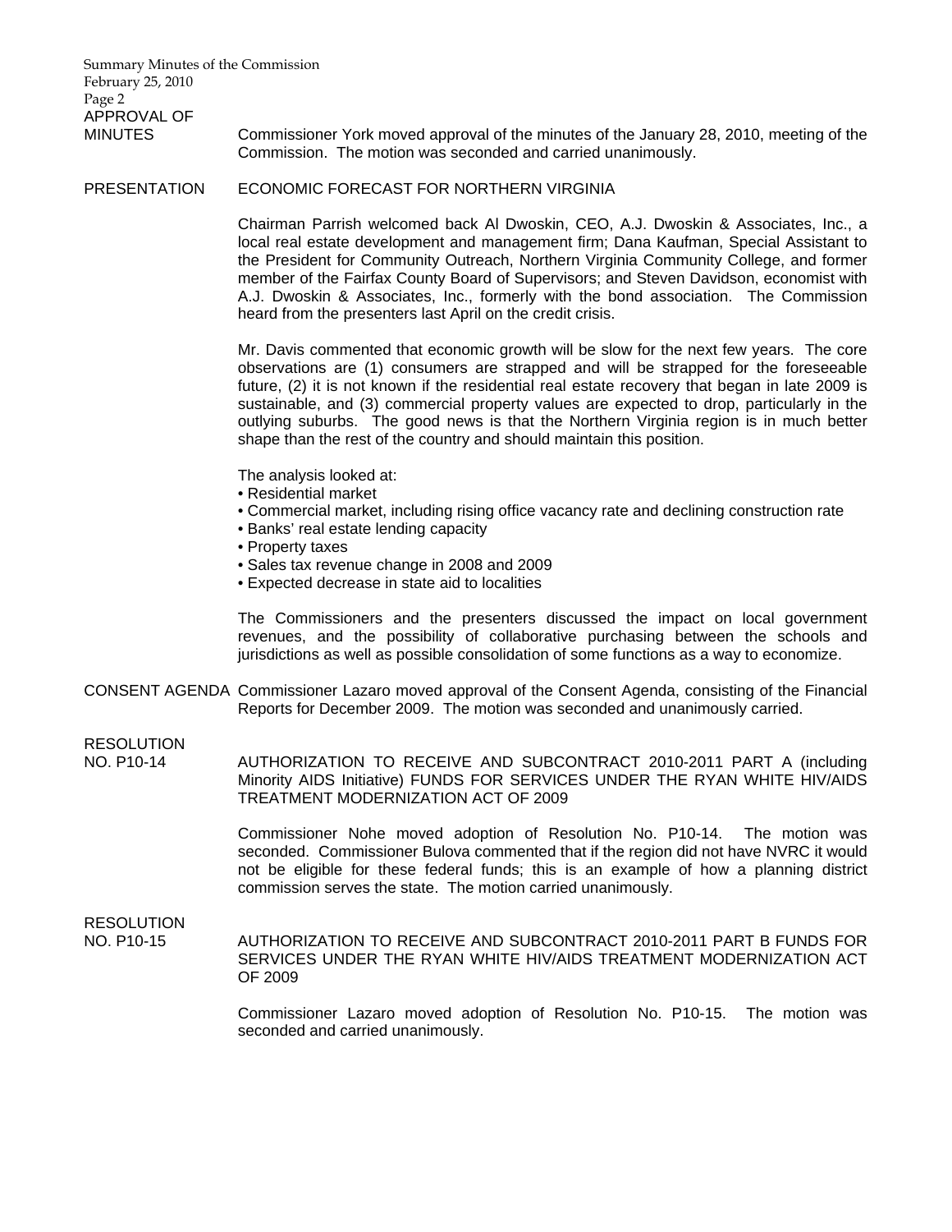**APPROVAL OF MINUTES**

Commissioner York moved approval of the minutes of the January 28, 2010, meeting of the Commission. The motion was seconded and carried unanimously.

**PRESENTATION** ECONOMIC FORECAST FOR NORTHERN VIRGINIA

Chairman Parrish welcomed back Al Dwoskin, CEO, A.J. Dwoskin & Associates, Inc., a local real estate development and management firm; Dana Kaufman, Special Assistant to the President for Community Outreach, Northern Virginia Community College, and former member of the Fairfax County Board of Supervisors; and Steven Davidson, economist with A.J. Dwoskin & Associates, Inc., formerly with the bond association. The Commission heard from the presenters last April on the credit crisis.

Mr. Davis commented that economic growth will be slow for the next few years. The core observations are (1) consumers are strapped and will be strapped for the foreseeable future, (2) it is not known if the residential real estate recovery that began in late 2009 is sustainable, and (3) commercial property values are expected to drop, particularly in the outlying suburbs. The good news is that the Northern Virginia region is in much better shape than the rest of the country and should maintain this position.

The analysis looked at:

- Residential market
- Commercial market, including rising office vacancy rate and declining construction rate
- Banks' real estate lending capacity
- Property taxes
- Sales tax revenue change in 2008 and 2009
- Expected decrease in state aid to localities

The Commissioners and the presenters discussed the impact on local government revenues, and the possibility of collaborative purchasing between the schools and jurisdictions as well as possible consolidation of some functions as a way to economize.

**CONSENT AGENDA** Commissioner Lazaro moved approval of the Consent Agenda, consisting of the Financial Reports for December 2009. The motion was seconded and unanimously carried.

**RESOLUTION NO. P10-14**

AUTHORIZATION TO RECEIVE AND SUBCONTRACT 2010-2011 PART A (including Minority AIDS Initiative) FUNDS FOR SERVICES UNDER THE RYAN WHITE HIV/AIDS TREATMENT MODERNIZATION ACT OF 2009

Commissioner Nohe moved adoption of Resolution No. P10-14. The motion was seconded. Commissioner Bulova commented that if the region did not have NVRC it would not be eligible for these federal funds; this is an example of how a planning district commission serves the state. The motion carried unanimously.

**RESOLUTION NO. P10-15**

AUTHORIZATION TO RECEIVE AND SUBCONTRACT 2010-2011 PART B FUNDS FOR SERVICES UNDER THE RYAN WHITE HIV/AIDS TREATMENT MODERNIZATION ACT OF 2009

Commissioner Lazaro moved adoption of Resolution No. P10-15. The motion was seconded and carried unanimously.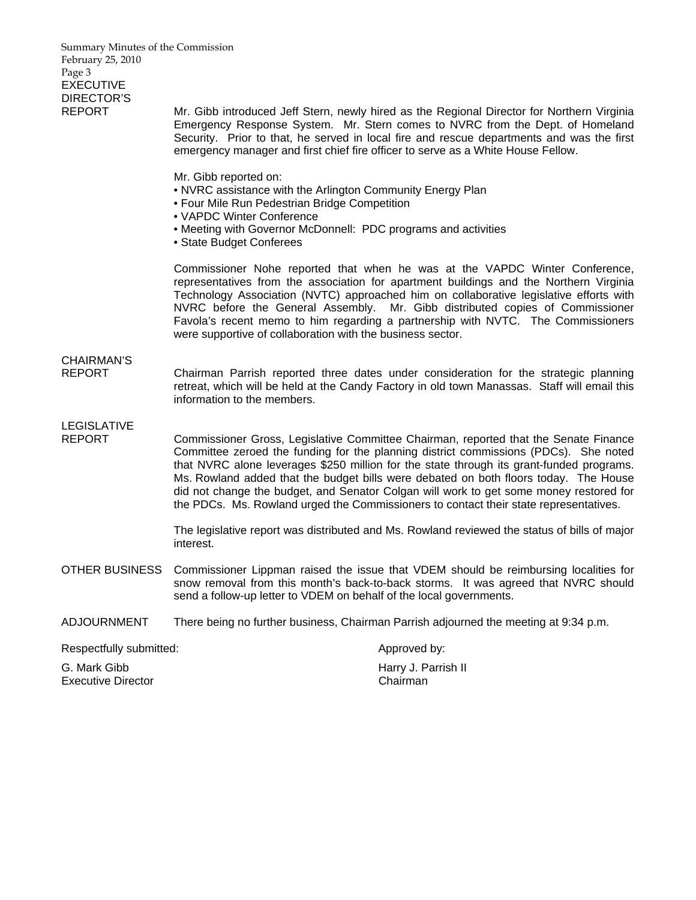**EXECUTIVE DIRECTOR'S REPORT**

Mr. Gibb introduced Jeff Stern, newly hired as the Regional Director for Northern Virginia Emergency Response System. Mr. Stern comes to NVRC from the Dept. of Homeland Security. Prior to that, he served in local fire and rescue departments and was the first emergency manager and first chief fire officer to serve as a White House Fellow.

Mr. Gibb reported on:

- NVRC assistance with the Arlington Community Energy Plan
- Four Mile Run Pedestrian Bridge Competition
- VAPDC Winter Conference
- Meeting with Governor McDonnell: PDC programs and activities
- State Budget Conferees

Commissioner Nohe reported that when he was at the VAPDC Winter Conference, representatives from the association for apartment buildings and the Northern Virginia Technology Association (NVTC) approached him on collaborative legislative efforts with NVRC before the General Assembly. Mr. Gibb distributed copies of Commissioner Favola's recent memo to him regarding a partnership with NVTC. The Commissioners were supportive of collaboration with the business sector.

**CHAIRMAN'S REPORT**

Chairman Parrish reported three dates under consideration for the strategic planning retreat, which will be held at the Candy Factory in old town Manassas. Staff will email this information to the members.

**LEGISLATIVE REPORT**

Commissioner Gross, Legislative Committee Chairman, reported that the Senate Finance Committee zeroed the funding for the planning district commissions (PDCs). She noted that NVRC alone leverages $250 million for the state through its grant-funded programs. Ms. Rowland added that the budget bills were debated on both floors today. The House did not change the budget, and Senator Colgan will work to get some money restored for the PDCs. Ms. Rowland urged the Commissioners to contact their state representatives.

The legislative report was distributed and Ms. Rowland reviewed the status of bills of major interest.

**OTHER BUSINESS**

Commissioner Lippman raised the issue that VDEM should be reimbursing localities for snow removal from this month's back-to-back storms. It was agreed that NVRC should send a follow-up letter to VDEM on behalf of the local governments.

**ADJOURNMENT**

There being no further business, Chairman Parrish adjourned the meeting at 9:34 p.m.

Respectfully submitted:

G. Mark Gibb
Executive Director

Approved by:

Harry J. Parrish II
Chairman